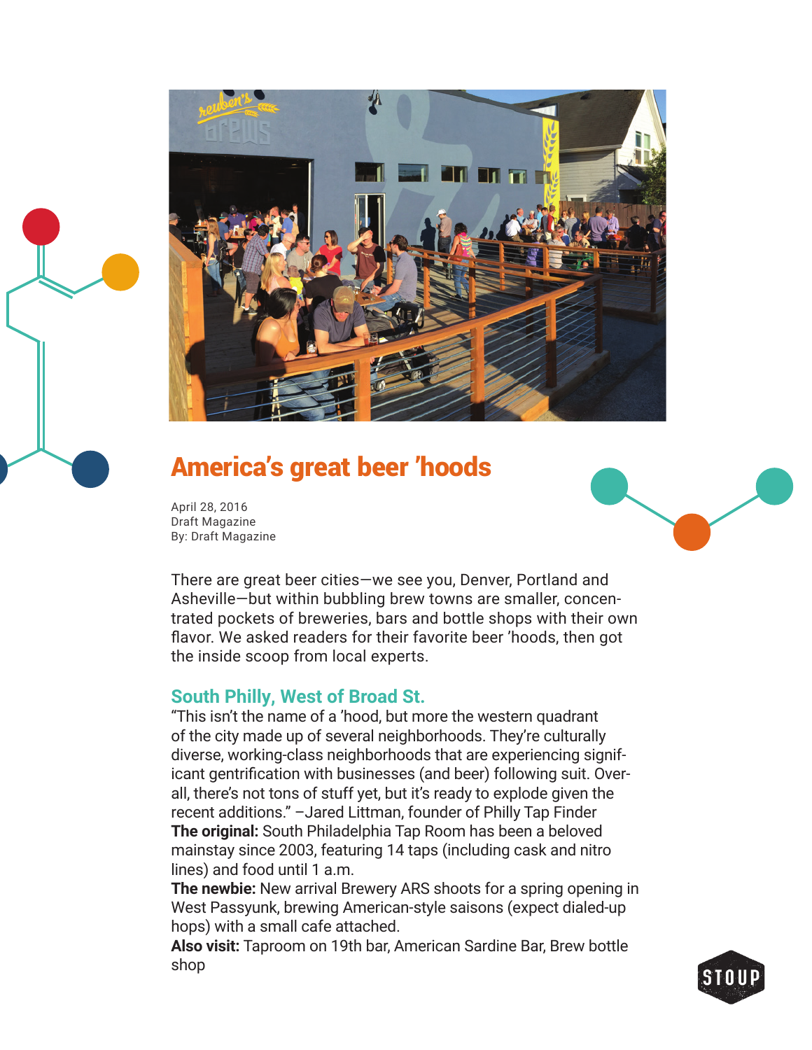# America's great beer 'hoods

April 28, 2016
Draft Magazine
By: Draft Magazine

There are great beer cities—we see you, Denver, Portland and Asheville—but within bubbling brew towns are smaller, concentrated pockets of breweries, bars and bottle shops with their own flavor. We asked readers for their favorite beer 'hoods, then got the inside scoop from local experts.

## South Philly, West of Broad St.

"This isn't the name of a 'hood, but more the western quadrant of the city made up of several neighborhoods. They're culturally diverse, working-class neighborhoods that are experiencing significant gentrification with businesses (and beer) following suit. Overall, there's not tons of stuff yet, but it's ready to explode given the recent additions." –Jared Littman, founder of Philly Tap Finder

**The original:** South Philadelphia Tap Room has been a beloved mainstay since 2003, featuring 14 taps (including cask and nitro lines) and food until 1 a.m.

**The newbie:** New arrival Brewery ARS shoots for a spring opening in West Passyunk, brewing American-style saisons (expect dialed-up hops) with a small cafe attached.

**Also visit:** Taproom on 19th bar, American Sardine Bar, Brew bottle shop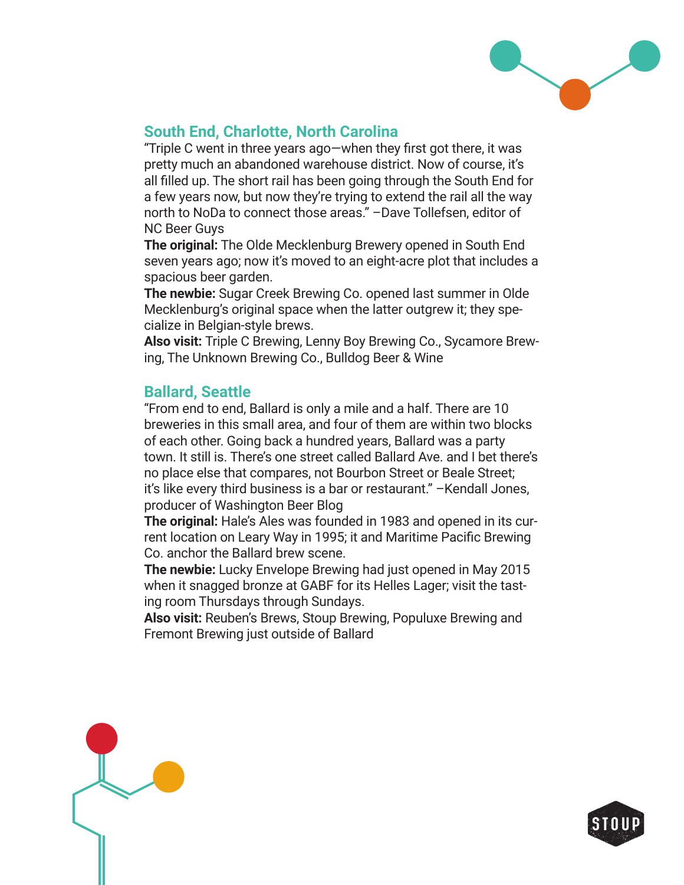## South End, Charlotte, North Carolina

"Triple C went in three years ago—when they first got there, it was pretty much an abandoned warehouse district. Now of course, it's all filled up. The short rail has been going through the South End for a few years now, but now they're trying to extend the rail all the way north to NoDa to connect those areas." –Dave Tollefsen, editor of NC Beer Guys

**The original:** The Olde Mecklenburg Brewery opened in South End seven years ago; now it's moved to an eight-acre plot that includes a spacious beer garden.

**The newbie:** Sugar Creek Brewing Co. opened last summer in Olde Mecklenburg's original space when the latter outgrew it; they specialize in Belgian-style brews.

**Also visit:** Triple C Brewing, Lenny Boy Brewing Co., Sycamore Brewing, The Unknown Brewing Co., Bulldog Beer & Wine

## Ballard, Seattle

"From end to end, Ballard is only a mile and a half. There are 10 breweries in this small area, and four of them are within two blocks of each other. Going back a hundred years, Ballard was a party town. It still is. There's one street called Ballard Ave. and I bet there's no place else that compares, not Bourbon Street or Beale Street; it's like every third business is a bar or restaurant." –Kendall Jones, producer of Washington Beer Blog

**The original:** Hale's Ales was founded in 1983 and opened in its current location on Leary Way in 1995; it and Maritime Pacific Brewing Co. anchor the Ballard brew scene.

**The newbie:** Lucky Envelope Brewing had just opened in May 2015 when it snagged bronze at GABF for its Helles Lager; visit the tasting room Thursdays through Sundays.

**Also visit:** Reuben's Brews, Stoup Brewing, Populuxe Brewing and Fremont Brewing just outside of Ballard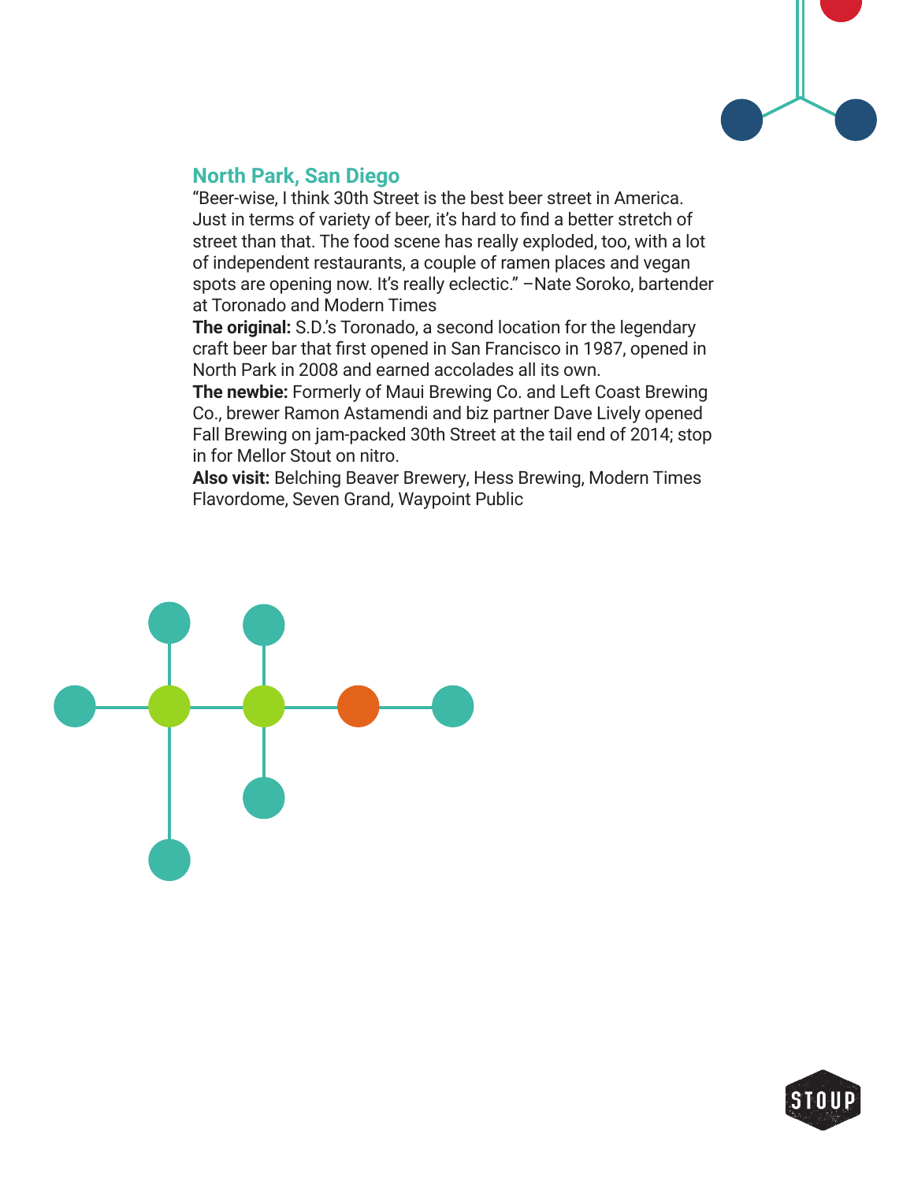## North Park, San Diego

"Beer-wise, I think 30th Street is the best beer street in America. Just in terms of variety of beer, it's hard to find a better stretch of street than that. The food scene has really exploded, too, with a lot of independent restaurants, a couple of ramen places and vegan spots are opening now. It's really eclectic." –Nate Soroko, bartender at Toronado and Modern Times

**The original:** S.D.'s Toronado, a second location for the legendary craft beer bar that first opened in San Francisco in 1987, opened in North Park in 2008 and earned accolades all its own.

**The newbie:** Formerly of Maui Brewing Co. and Left Coast Brewing Co., brewer Ramon Astamendi and biz partner Dave Lively opened Fall Brewing on jam-packed 30th Street at the tail end of 2014; stop in for Mellor Stout on nitro.

**Also visit:** Belching Beaver Brewery, Hess Brewing, Modern Times Flavordome, Seven Grand, Waypoint Public